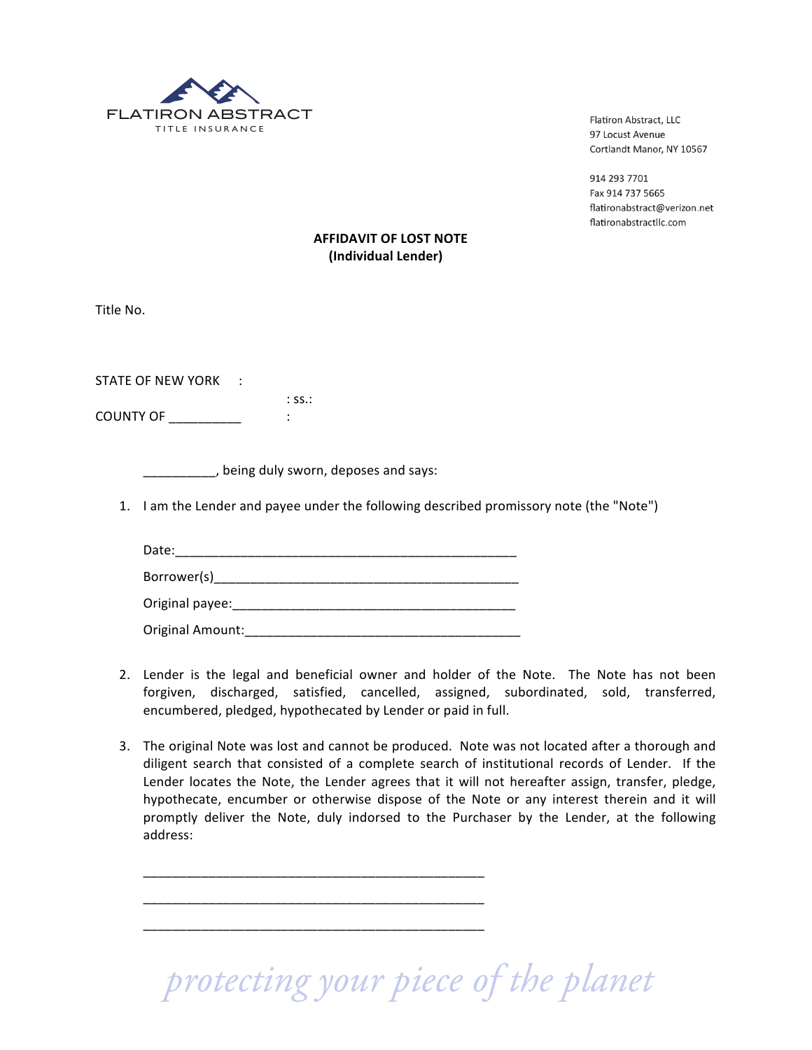FLATIRON ABSTRACT
TITLE INSURANCE

Flatiron Abstract, LLC
97 Locust Avenue
Cortlandt Manor, NY 10567

914 293 7701
Fax 914 737 5665
flatironabstract@verizon.net
flatironabstractllc.com

**AFFIDAVIT OF LOST NOTE**
**(Individual Lender)**

Title No.

STATE OF NEW YORK :
: ss.:
COUNTY OF __________ :

__________, being duly sworn, deposes and says:

1. I am the Lender and payee under the following described promissory note (the "Note")

   Date:________________________________________________

   Borrower(s)____________________________________________

   Original payee:_________________________________________

   Original Amount:_______________________________________

2. Lender is the legal and beneficial owner and holder of the Note. The Note has not been forgiven, discharged, satisfied, cancelled, assigned, subordinated, sold, transferred, encumbered, pledged, hypothecated by Lender or paid in full.

3. The original Note was lost and cannot be produced. Note was not located after a thorough and diligent search that consisted of a complete search of institutional records of Lender. If the Lender locates the Note, the Lender agrees that it will not hereafter assign, transfer, pledge, hypothecate, encumber or otherwise dispose of the Note or any interest therein and it will promptly deliver the Note, duly indorsed to the Purchaser by the Lender, at the following address:

   ________________________________________________

   ________________________________________________

   ________________________________________________

*protecting your piece of the planet*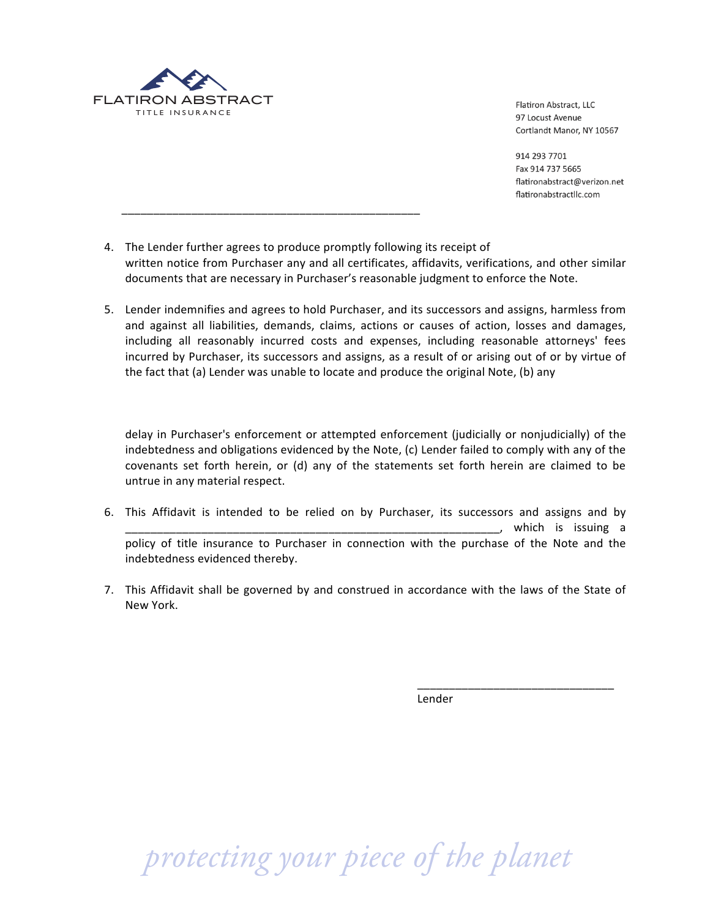4. The Lender further agrees to produce promptly following its receipt of written notice from Purchaser any and all certificates, affidavits, verifications, and other similar documents that are necessary in Purchaser's reasonable judgment to enforce the Note.

5. Lender indemnifies and agrees to hold Purchaser, and its successors and assigns, harmless from and against all liabilities, demands, claims, actions or causes of action, losses and damages, including all reasonably incurred costs and expenses, including reasonable attorneys' fees incurred by Purchaser, its successors and assigns, as a result of or arising out of or by virtue of the fact that (a) Lender was unable to locate and produce the original Note, (b) any delay in Purchaser's enforcement or attempted enforcement (judicially or nonjudicially) of the indebtedness and obligations evidenced by the Note, (c) Lender failed to comply with any of the covenants set forth herein, or (d) any of the statements set forth herein are claimed to be untrue in any material respect.

6. This Affidavit is intended to be relied on by Purchaser, its successors and assigns and by ____________________________________________________________, which is issuing a policy of title insurance to Purchaser in connection with the purchase of the Note and the indebtedness evidenced thereby.

7. This Affidavit shall be governed by and construed in accordance with the laws of the State of New York.

________________________________

Lender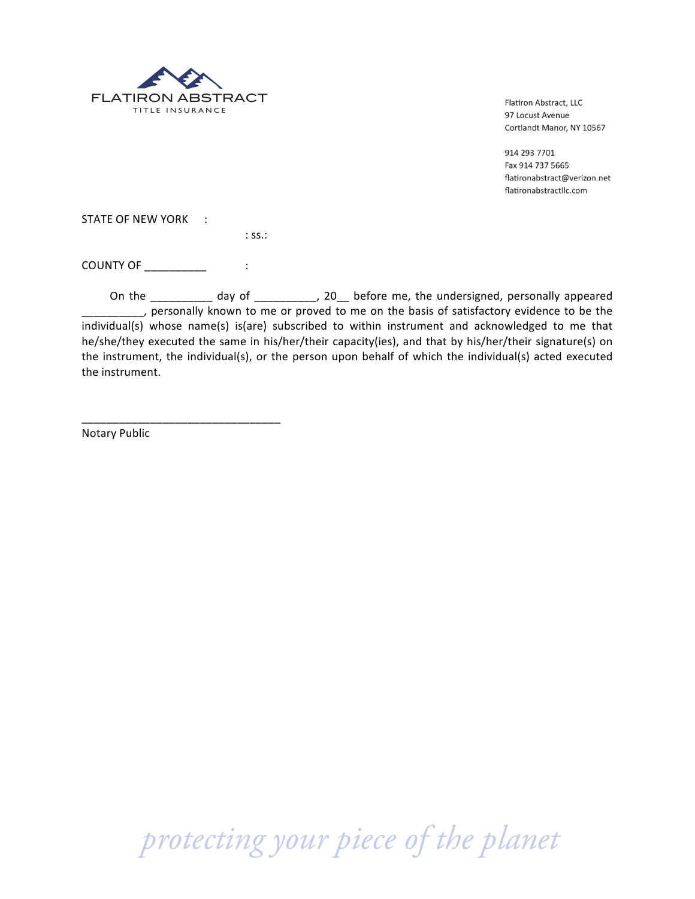FLATIRON ABSTRACT
TITLE INSURANCE

Flatiron Abstract, LLC
97 Locust Avenue
Cortlandt Manor, NY 10567

914 293 7701
Fax 914 737 5665
flatironabstract@verizon.net
flatironabstractllc.com

STATE OF NEW YORK :

: ss.:

COUNTY OF __________ :

On the __________ day of __________, 20__ before me, the undersigned, personally appeared __________, personally known to me or proved to me on the basis of satisfactory evidence to be the individual(s) whose name(s) is(are) subscribed to within instrument and acknowledged to me that he/she/they executed the same in his/her/their capacity(ies), and that by his/her/their signature(s) on the instrument, the individual(s), or the person upon behalf of which the individual(s) acted executed the instrument.

________________________________
Notary Public

*protecting your piece of the planet*